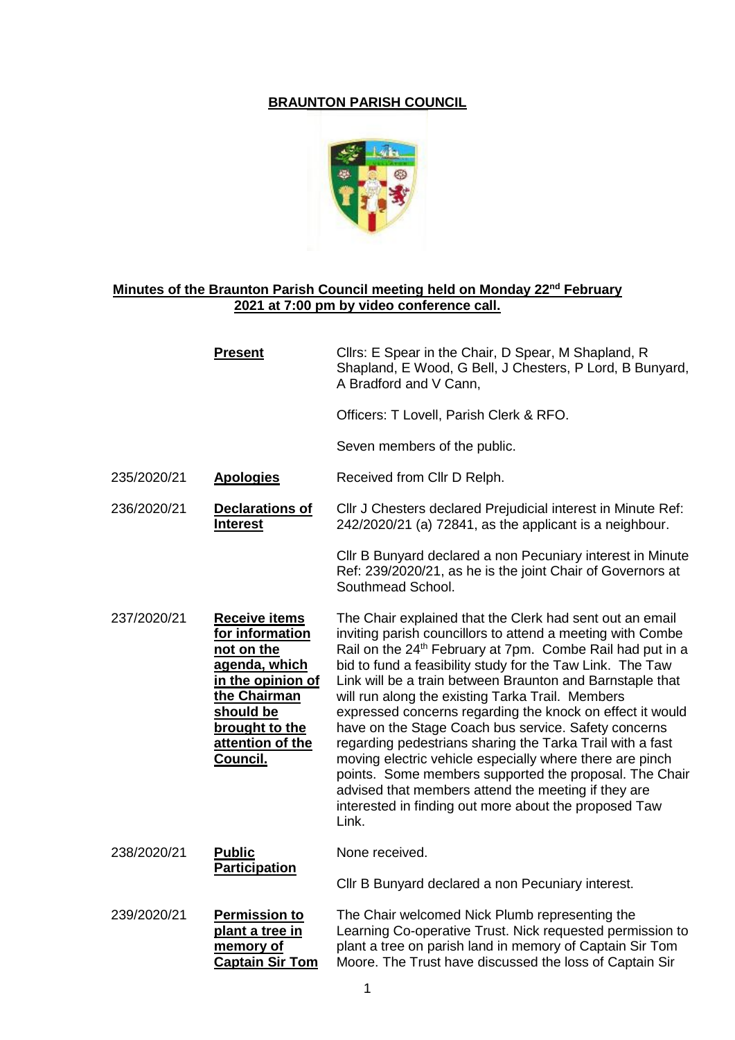# BRAUNTON PARISH COUNCIL

## Minutes of the Braunton Parish Council meeting held on Monday 22nd February 2021 at 7:00 pm by video conference call.

| | | |
|---|---|---|
| | **Present** | Cllrs: E Spear in the Chair, D Spear, M Shapland, R Shapland, E Wood, G Bell, J Chesters, P Lord, B Bunyard, A Bradford and V Cann,<br><br>Officers: T Lovell, Parish Clerk & RFO.<br><br>Seven members of the public. |
| 235/2020/21 | **Apologies** | Received from Cllr D Relph. |
| 236/2020/21 | **Declarations of Interest** | Cllr J Chesters declared Prejudicial interest in Minute Ref: 242/2020/21 (a) 72841, as the applicant is a neighbour.<br><br>Cllr B Bunyard declared a non Pecuniary interest in Minute Ref: 239/2020/21, as he is the joint Chair of Governors at Southmead School. |
| 237/2020/21 | **Receive items for information not on the agenda, which in the opinion of the Chairman should be brought to the attention of the Council.** | The Chair explained that the Clerk had sent out an email inviting parish councillors to attend a meeting with Combe Rail on the 24th February at 7pm. Combe Rail had put in a bid to fund a feasibility study for the Taw Link. The Taw Link will be a train between Braunton and Barnstaple that will run along the existing Tarka Trail. Members expressed concerns regarding the knock on effect it would have on the Stage Coach bus service. Safety concerns regarding pedestrians sharing the Tarka Trail with a fast moving electric vehicle especially where there are pinch points. Some members supported the proposal. The Chair advised that members attend the meeting if they are interested in finding out more about the proposed Taw Link. |
| 238/2020/21 | **Public Participation** | None received.<br><br>Cllr B Bunyard declared a non Pecuniary interest. |
| 239/2020/21 | **Permission to plant a tree in memory of Captain Sir Tom** | The Chair welcomed Nick Plumb representing the Learning Co-operative Trust. Nick requested permission to plant a tree on parish land in memory of Captain Sir Tom Moore. The Trust have discussed the loss of Captain Sir |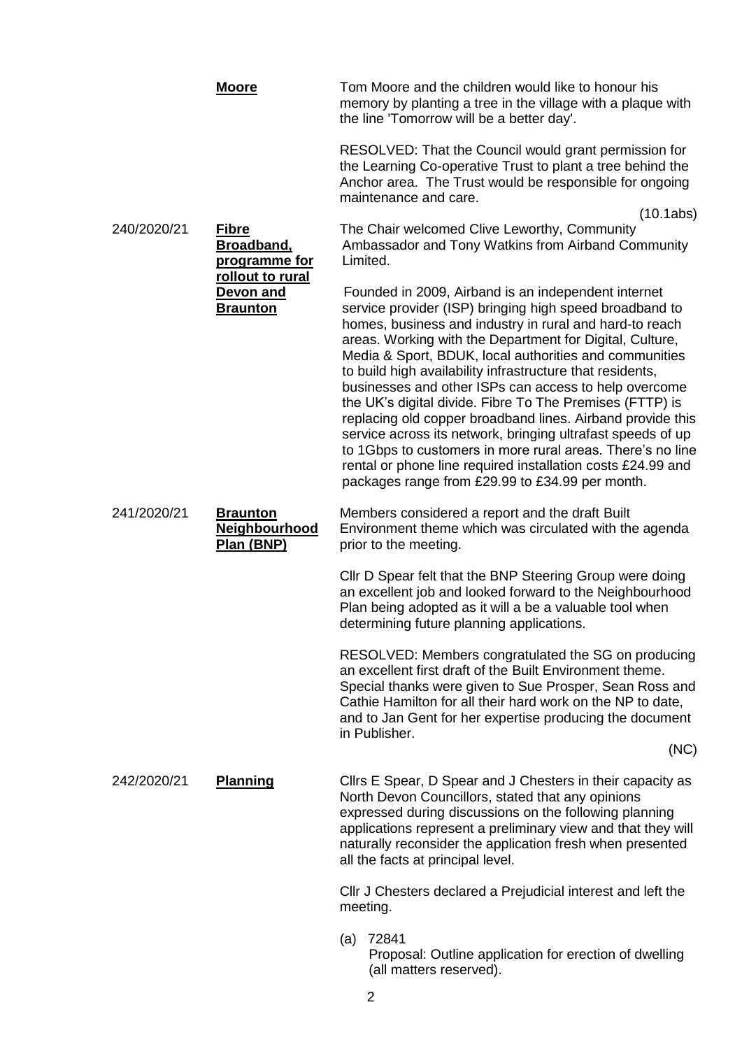**Moore** — Tom Moore and the children would like to honour his memory by planting a tree in the village with a plaque with the line 'Tomorrow will be a better day'.

RESOLVED: That the Council would grant permission for the Learning Co-operative Trust to plant a tree behind the Anchor area. The Trust would be responsible for ongoing maintenance and care.

(10.1abs)

**240/2020/21 Fibre Broadband, programme for rollout to rural Devon and Braunton**

The Chair welcomed Clive Leworthy, Community Ambassador and Tony Watkins from Airband Community Limited.

Founded in 2009, Airband is an independent internet service provider (ISP) bringing high speed broadband to homes, business and industry in rural and hard-to reach areas. Working with the Department for Digital, Culture, Media & Sport, BDUK, local authorities and communities to build high availability infrastructure that residents, businesses and other ISPs can access to help overcome the UK's digital divide. Fibre To The Premises (FTTP) is replacing old copper broadband lines. Airband provide this service across its network, bringing ultrafast speeds of up to 1Gbps to customers in more rural areas. There's no line rental or phone line required installation costs £24.99 and packages range from £29.99 to £34.99 per month.

**241/2020/21 Braunton Neighbourhood Plan (BNP)**

Members considered a report and the draft Built Environment theme which was circulated with the agenda prior to the meeting.

Cllr D Spear felt that the BNP Steering Group were doing an excellent job and looked forward to the Neighbourhood Plan being adopted as it will a be a valuable tool when determining future planning applications.

RESOLVED: Members congratulated the SG on producing an excellent first draft of the Built Environment theme. Special thanks were given to Sue Prosper, Sean Ross and Cathie Hamilton for all their hard work on the NP to date, and to Jan Gent for her expertise producing the document in Publisher.

(NC)

**242/2020/21 Planning**

Cllrs E Spear, D Spear and J Chesters in their capacity as North Devon Councillors, stated that any opinions expressed during discussions on the following planning applications represent a preliminary view and that they will naturally reconsider the application fresh when presented all the facts at principal level.

Cllr J Chesters declared a Prejudicial interest and left the meeting.

(a) 72841
Proposal: Outline application for erection of dwelling (all matters reserved).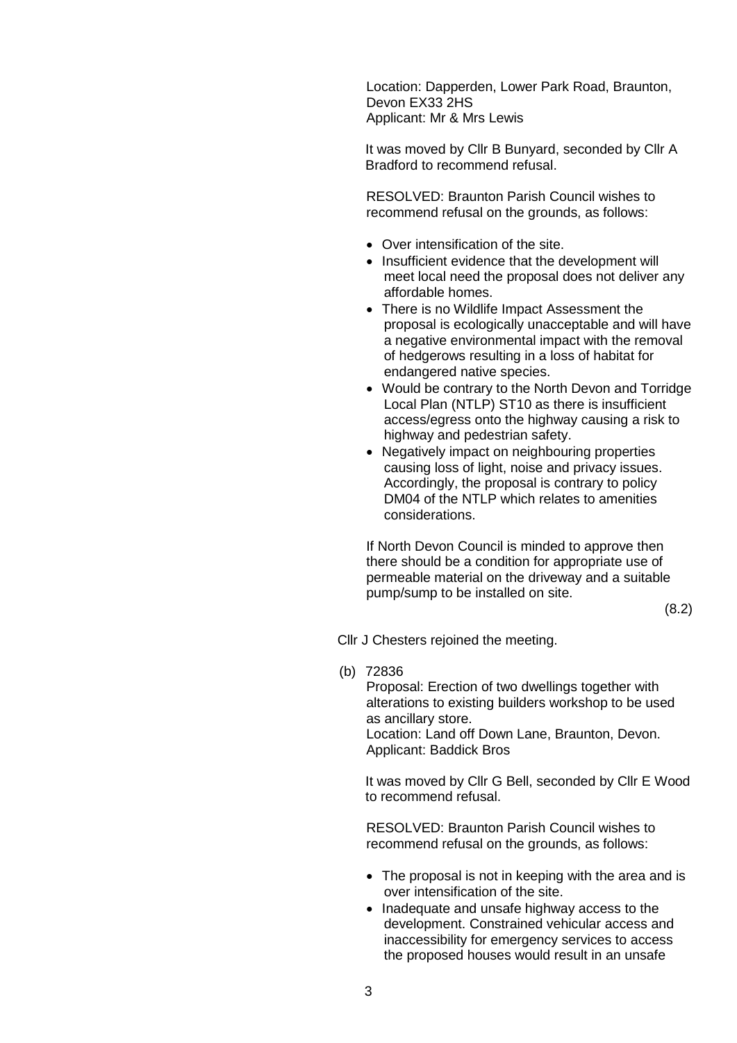Location: Dapperden, Lower Park Road, Braunton, Devon EX33 2HS
Applicant: Mr & Mrs Lewis

It was moved by Cllr B Bunyard, seconded by Cllr A Bradford to recommend refusal.

RESOLVED: Braunton Parish Council wishes to recommend refusal on the grounds, as follows:

- Over intensification of the site.
- Insufficient evidence that the development will meet local need the proposal does not deliver any affordable homes.
- There is no Wildlife Impact Assessment the proposal is ecologically unacceptable and will have a negative environmental impact with the removal of hedgerows resulting in a loss of habitat for endangered native species.
- Would be contrary to the North Devon and Torridge Local Plan (NTLP) ST10 as there is insufficient access/egress onto the highway causing a risk to highway and pedestrian safety.
- Negatively impact on neighbouring properties causing loss of light, noise and privacy issues. Accordingly, the proposal is contrary to policy DM04 of the NTLP which relates to amenities considerations.

If North Devon Council is minded to approve then there should be a condition for appropriate use of permeable material on the driveway and a suitable pump/sump to be installed on site.

(8.2)

Cllr J Chesters rejoined the meeting.

(b) 72836
Proposal: Erection of two dwellings together with alterations to existing builders workshop to be used as ancillary store.
Location: Land off Down Lane, Braunton, Devon.
Applicant: Baddick Bros

It was moved by Cllr G Bell, seconded by Cllr E Wood to recommend refusal.

RESOLVED: Braunton Parish Council wishes to recommend refusal on the grounds, as follows:

- The proposal is not in keeping with the area and is over intensification of the site.
- Inadequate and unsafe highway access to the development. Constrained vehicular access and inaccessibility for emergency services to access the proposed houses would result in an unsafe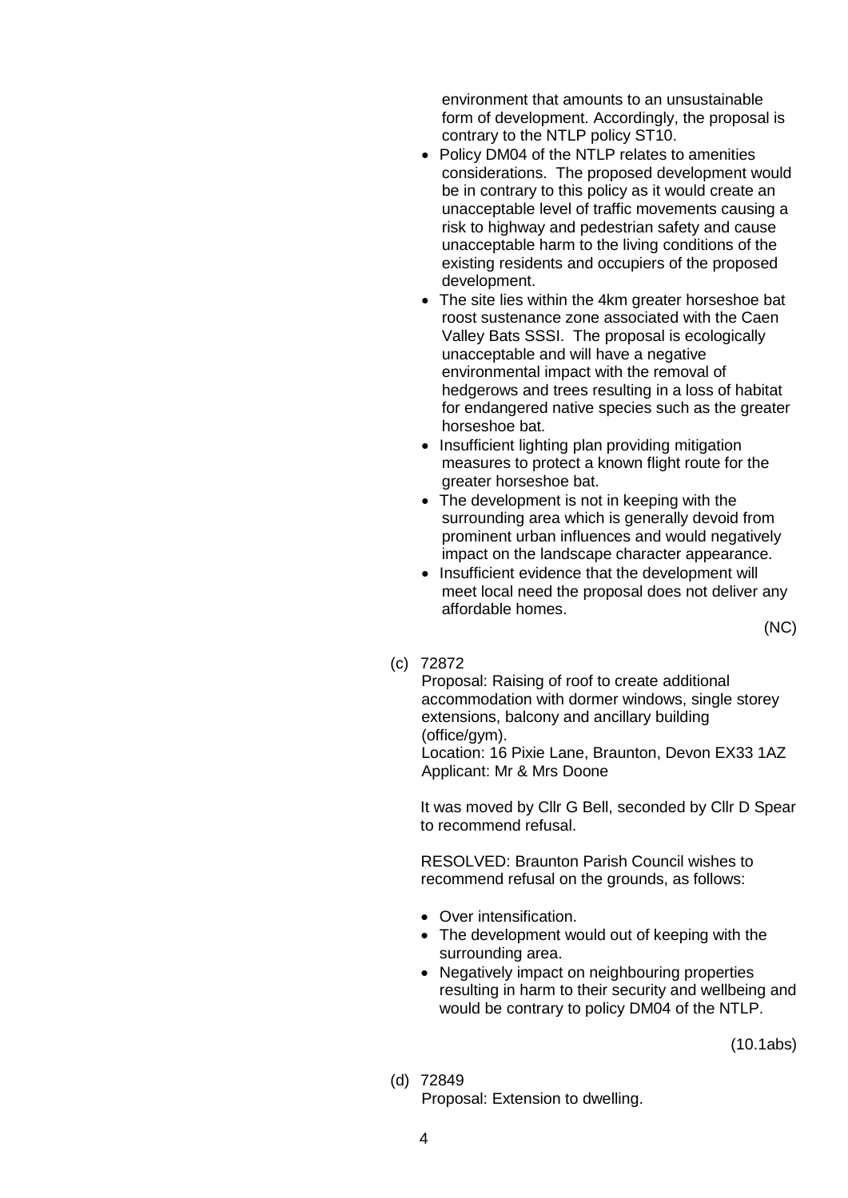environment that amounts to an unsustainable form of development. Accordingly, the proposal is contrary to the NTLP policy ST10.

- Policy DM04 of the NTLP relates to amenities considerations. The proposed development would be in contrary to this policy as it would create an unacceptable level of traffic movements causing a risk to highway and pedestrian safety and cause unacceptable harm to the living conditions of the existing residents and occupiers of the proposed development.
- The site lies within the 4km greater horseshoe bat roost sustenance zone associated with the Caen Valley Bats SSSI. The proposal is ecologically unacceptable and will have a negative environmental impact with the removal of hedgerows and trees resulting in a loss of habitat for endangered native species such as the greater horseshoe bat.
- Insufficient lighting plan providing mitigation measures to protect a known flight route for the greater horseshoe bat.
- The development is not in keeping with the surrounding area which is generally devoid from prominent urban influences and would negatively impact on the landscape character appearance.
- Insufficient evidence that the development will meet local need the proposal does not deliver any affordable homes.

(NC)

(c) 72872

Proposal: Raising of roof to create additional accommodation with dormer windows, single storey extensions, balcony and ancillary building (office/gym).
Location: 16 Pixie Lane, Braunton, Devon EX33 1AZ
Applicant: Mr & Mrs Doone

It was moved by Cllr G Bell, seconded by Cllr D Spear to recommend refusal.

RESOLVED: Braunton Parish Council wishes to recommend refusal on the grounds, as follows:

- Over intensification.
- The development would out of keeping with the surrounding area.
- Negatively impact on neighbouring properties resulting in harm to their security and wellbeing and would be contrary to policy DM04 of the NTLP.

(10.1abs)

(d) 72849

Proposal: Extension to dwelling.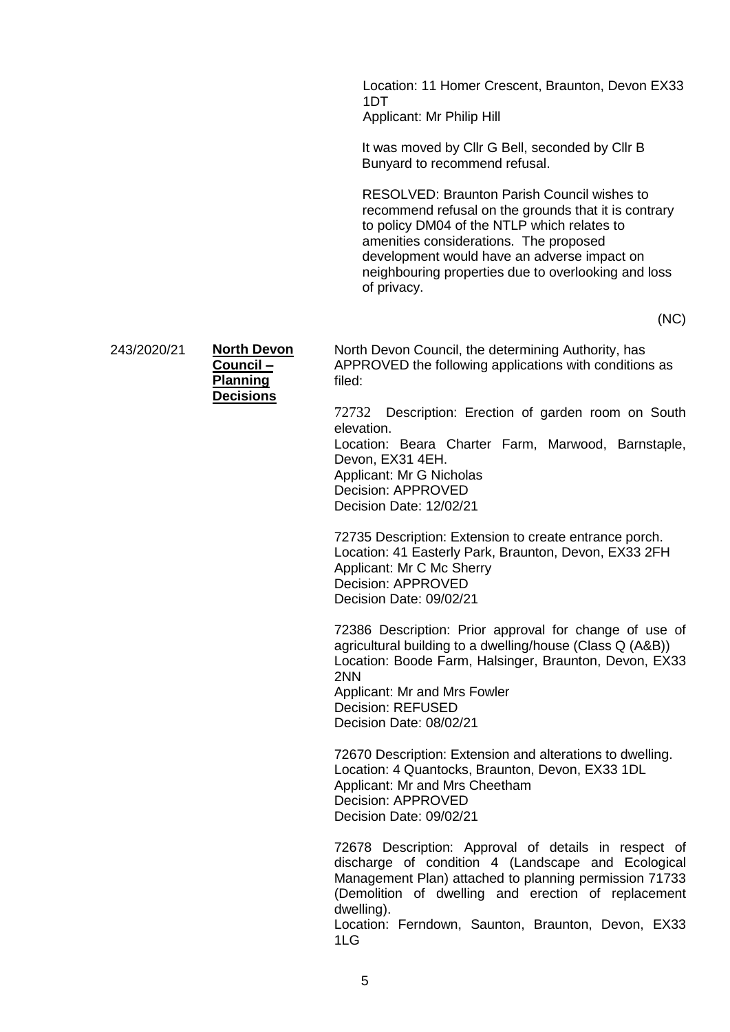Location: 11 Homer Crescent, Braunton, Devon EX33 1DT
Applicant: Mr Philip Hill

It was moved by Cllr G Bell, seconded by Cllr B Bunyard to recommend refusal.

RESOLVED: Braunton Parish Council wishes to recommend refusal on the grounds that it is contrary to policy DM04 of the NTLP which relates to amenities considerations. The proposed development would have an adverse impact on neighbouring properties due to overlooking and loss of privacy.

(NC)

243/2020/21 **North Devon Council – Planning Decisions**

North Devon Council, the determining Authority, has APPROVED the following applications with conditions as filed:

72732 Description: Erection of garden room on South elevation.
Location: Beara Charter Farm, Marwood, Barnstaple, Devon, EX31 4EH.
Applicant: Mr G Nicholas
Decision: APPROVED
Decision Date: 12/02/21

72735 Description: Extension to create entrance porch.
Location: 41 Easterly Park, Braunton, Devon, EX33 2FH
Applicant: Mr C Mc Sherry
Decision: APPROVED
Decision Date: 09/02/21

72386 Description: Prior approval for change of use of agricultural building to a dwelling/house (Class Q (A&B))
Location: Boode Farm, Halsinger, Braunton, Devon, EX33 2NN
Applicant: Mr and Mrs Fowler
Decision: REFUSED
Decision Date: 08/02/21

72670 Description: Extension and alterations to dwelling.
Location: 4 Quantocks, Braunton, Devon, EX33 1DL
Applicant: Mr and Mrs Cheetham
Decision: APPROVED
Decision Date: 09/02/21

72678 Description: Approval of details in respect of discharge of condition 4 (Landscape and Ecological Management Plan) attached to planning permission 71733 (Demolition of dwelling and erection of replacement dwelling).
Location: Ferndown, Saunton, Braunton, Devon, EX33 1LG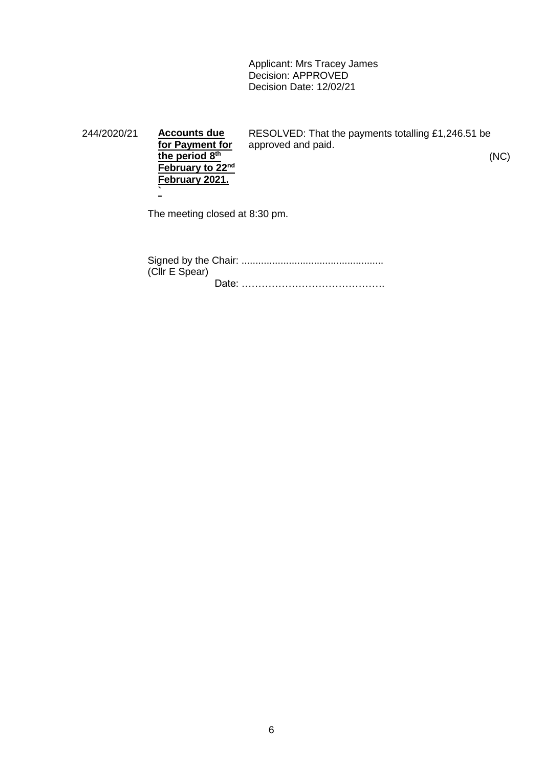Applicant: Mrs Tracey James
Decision: APPROVED
Decision Date: 12/02/21

| | | | |
|---|---|---|---|
| 244/2020/21 | **Accounts due for Payment for the period 8th February to 22nd February 2021.** | RESOLVED: That the payments totalling £1,246.51 be approved and paid. | (NC) |

The meeting closed at 8:30 pm.

Signed by the Chair: ..................................................
(Cllr E Spear)
Date: …………………………………….